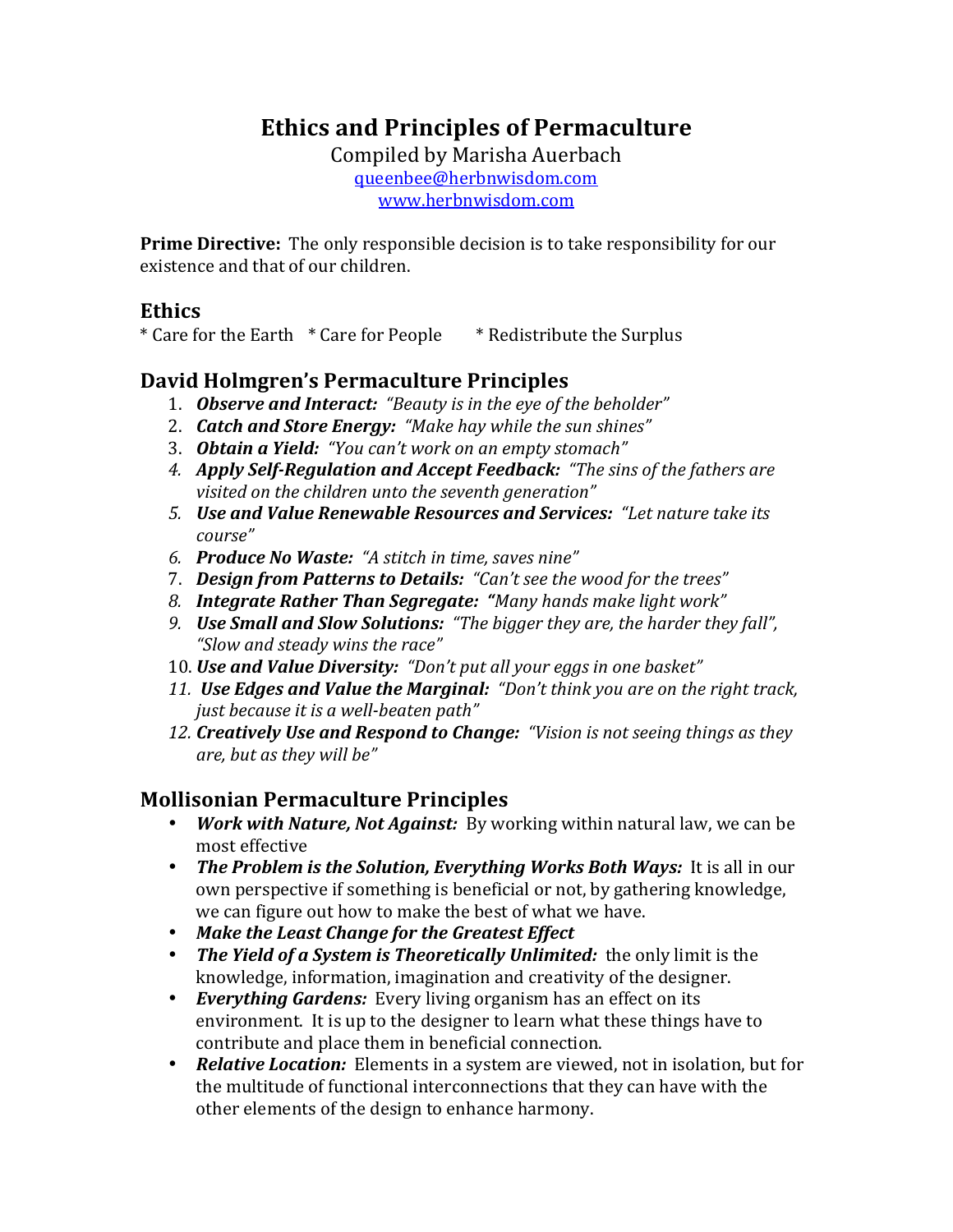# Ethics and Principles of Permaculture

Compiled by Marisha Auerbach

[queenbee@herbnwisdom.com](mailto:queenbee@herbnwisdom.com)

[www.herbnwisdom.com](http://www.herbnwisdom.com)

**Prime Directive:** The only responsible decision is to take responsibility for our existence and that of our children.

## Ethics

* Care for the Earth * Care for People * Redistribute the Surplus

## David Holmgren's Permaculture Principles

1. ***Observe and Interact:*** *"Beauty is in the eye of the beholder"*
2. ***Catch and Store Energy:*** *"Make hay while the sun shines"*
3. ***Obtain a Yield:*** *"You can't work on an empty stomach"*
4. ***Apply Self-Regulation and Accept Feedback:*** *"The sins of the fathers are visited on the children unto the seventh generation"*
5. ***Use and Value Renewable Resources and Services:*** *"Let nature take its course"*
6. ***Produce No Waste:*** *"A stitch in time, saves nine"*
7. ***Design from Patterns to Details:*** *"Can't see the wood for the trees"*
8. ***Integrate Rather Than Segregate:*** *"Many hands make light work"*
9. ***Use Small and Slow Solutions:*** *"The bigger they are, the harder they fall", "Slow and steady wins the race"*
10. ***Use and Value Diversity:*** *"Don't put all your eggs in one basket"*
11. ***Use Edges and Value the Marginal:*** *"Don't think you are on the right track, just because it is a well-beaten path"*
12. ***Creatively Use and Respond to Change:*** *"Vision is not seeing things as they are, but as they will be"*

## Mollisonian Permaculture Principles

- ***Work with Nature, Not Against:*** By working within natural law, we can be most effective
- ***The Problem is the Solution, Everything Works Both Ways:*** It is all in our own perspective if something is beneficial or not, by gathering knowledge, we can figure out how to make the best of what we have.
- ***Make the Least Change for the Greatest Effect***
- ***The Yield of a System is Theoretically Unlimited:*** the only limit is the knowledge, information, imagination and creativity of the designer.
- ***Everything Gardens:*** Every living organism has an effect on its environment. It is up to the designer to learn what these things have to contribute and place them in beneficial connection.
- ***Relative Location:*** Elements in a system are viewed, not in isolation, but for the multitude of functional interconnections that they can have with the other elements of the design to enhance harmony.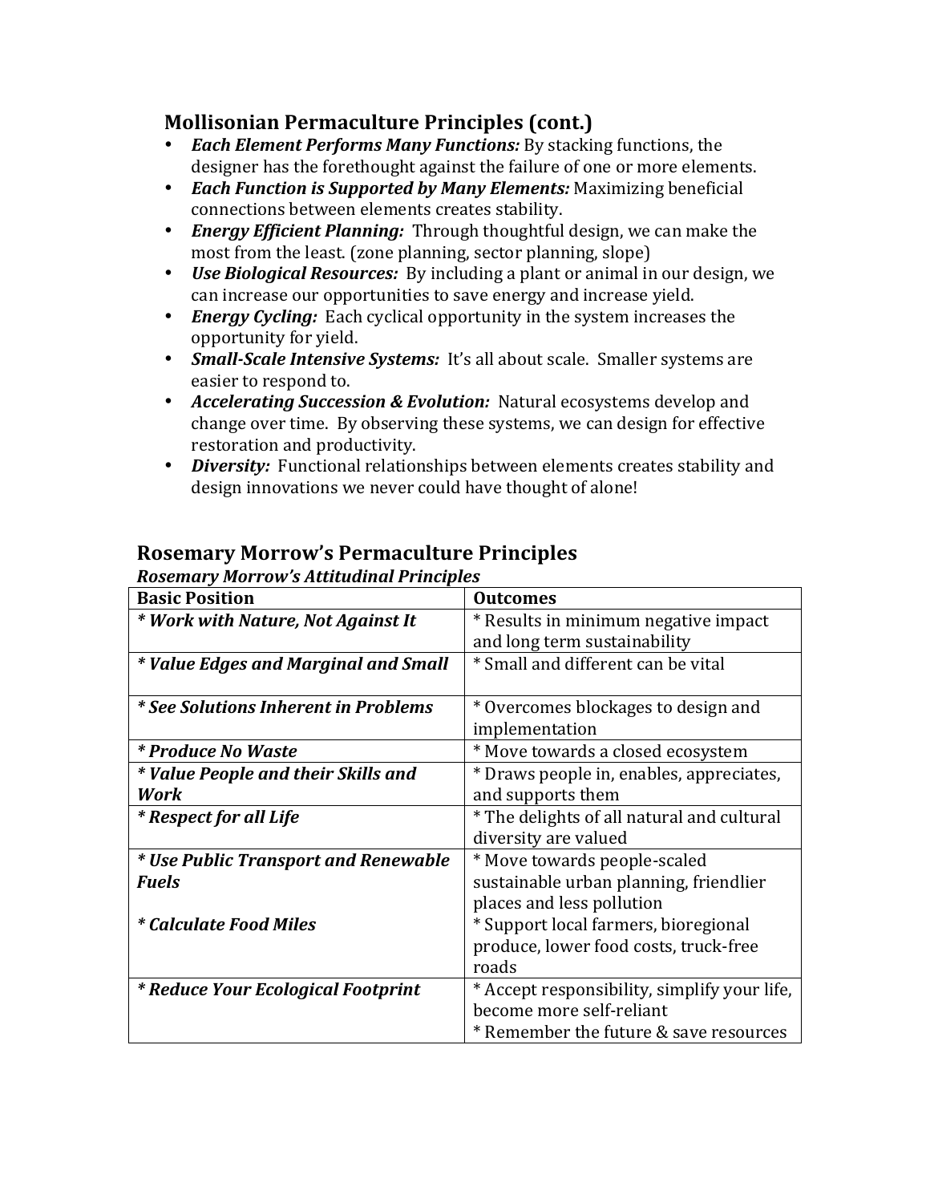## Mollisonian Permaculture Principles (cont.)

- ***Each Element Performs Many Functions:*** By stacking functions, the designer has the forethought against the failure of one or more elements.
- ***Each Function is Supported by Many Elements:*** Maximizing beneficial connections between elements creates stability.
- ***Energy Efficient Planning:*** Through thoughtful design, we can make the most from the least. (zone planning, sector planning, slope)
- ***Use Biological Resources:*** By including a plant or animal in our design, we can increase our opportunities to save energy and increase yield.
- ***Energy Cycling:*** Each cyclical opportunity in the system increases the opportunity for yield.
- ***Small-Scale Intensive Systems:*** It's all about scale. Smaller systems are easier to respond to.
- ***Accelerating Succession & Evolution:*** Natural ecosystems develop and change over time. By observing these systems, we can design for effective restoration and productivity.
- ***Diversity:*** Functional relationships between elements creates stability and design innovations we never could have thought of alone!

## Rosemary Morrow's Permaculture Principles

***Rosemary Morrow's Attitudinal Principles***

| **Basic Position** | **Outcomes** |
|---|---|
| ***\* Work with Nature, Not Against It*** | * Results in minimum negative impact and long term sustainability |
| ***\* Value Edges and Marginal and Small*** | * Small and different can be vital |
| ***\* See Solutions Inherent in Problems*** | * Overcomes blockages to design and implementation |
| ***\* Produce No Waste*** | * Move towards a closed ecosystem |
| ***\* Value People and their Skills and Work*** | * Draws people in, enables, appreciates, and supports them |
| ***\* Respect for all Life*** | * The delights of all natural and cultural diversity are valued |
| ***\* Use Public Transport and Renewable Fuels***<br><br>***\* Calculate Food Miles*** | * Move towards people-scaled sustainable urban planning, friendlier places and less pollution<br>* Support local farmers, bioregional produce, lower food costs, truck-free roads |
| ***\* Reduce Your Ecological Footprint*** | * Accept responsibility, simplify your life, become more self-reliant<br>* Remember the future & save resources |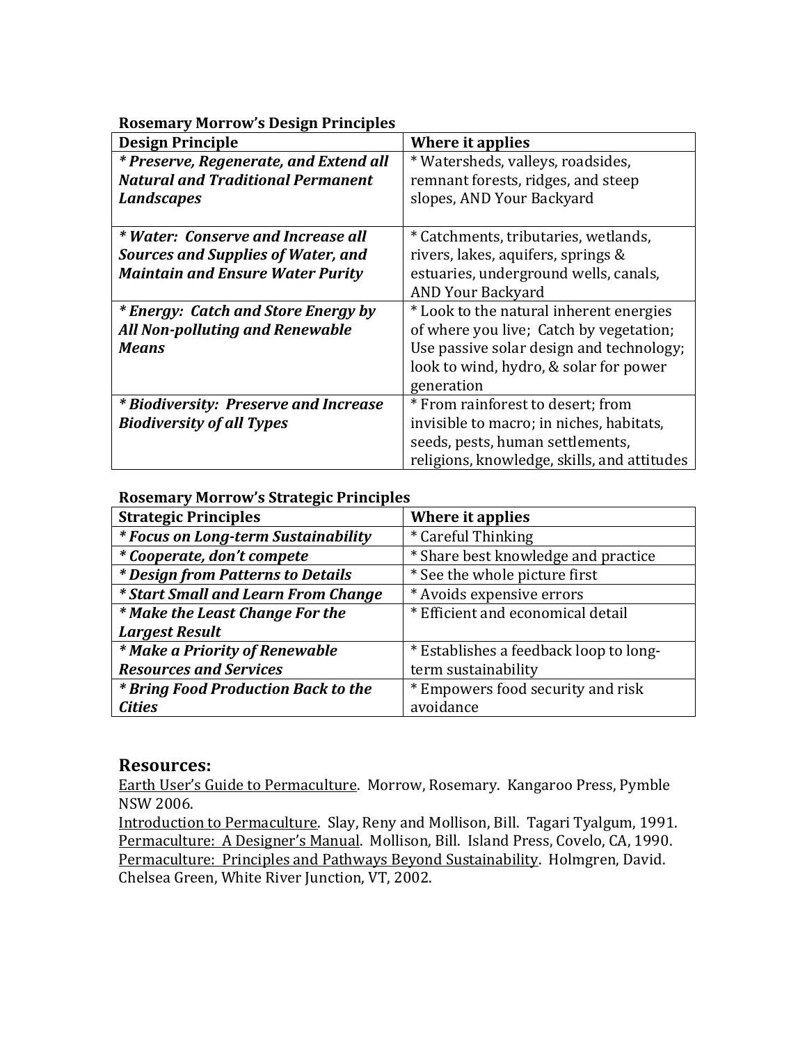**Rosemary Morrow's Design Principles**

| Design Principle | Where it applies |
|---|---|
| ***Preserve, Regenerate, and Extend all Natural and Traditional Permanent Landscapes*** | * Watersheds, valleys, roadsides, remnant forests, ridges, and steep slopes, AND Your Backyard |
| ***Water: Conserve and Increase all Sources and Supplies of Water, and Maintain and Ensure Water Purity*** | * Catchments, tributaries, wetlands, rivers, lakes, aquifers, springs & estuaries, underground wells, canals, AND Your Backyard |
| ***Energy: Catch and Store Energy by All Non-polluting and Renewable Means*** | * Look to the natural inherent energies of where you live; Catch by vegetation; Use passive solar design and technology; look to wind, hydro, & solar for power generation |
| ***Biodiversity: Preserve and Increase Biodiversity of all Types*** | * From rainforest to desert; from invisible to macro; in niches, habitats, seeds, pests, human settlements, religions, knowledge, skills, and attitudes |

**Rosemary Morrow's Strategic Principles**

| Strategic Principles | Where it applies |
|---|---|
| ***Focus on Long-term Sustainability*** | * Careful Thinking |
| ***Cooperate, don't compete*** | * Share best knowledge and practice |
| ***Design from Patterns to Details*** | * See the whole picture first |
| ***Start Small and Learn From Change*** | * Avoids expensive errors |
| ***Make the Least Change For the Largest Result*** | * Efficient and economical detail |
| ***Make a Priority of Renewable Resources and Services*** | * Establishes a feedback loop to long-term sustainability |
| ***Bring Food Production Back to the Cities*** | * Empowers food security and risk avoidance |

## Resources:

<u>Earth User's Guide to Permaculture</u>. Morrow, Rosemary. Kangaroo Press, Pymble NSW 2006.
<u>Introduction to Permaculture</u>. Slay, Reny and Mollison, Bill. Tagari Tyalgum, 1991.
<u>Permaculture: A Designer's Manual</u>. Mollison, Bill. Island Press, Covelo, CA, 1990.
<u>Permaculture: Principles and Pathways Beyond Sustainability</u>. Holmgren, David. Chelsea Green, White River Junction, VT, 2002.